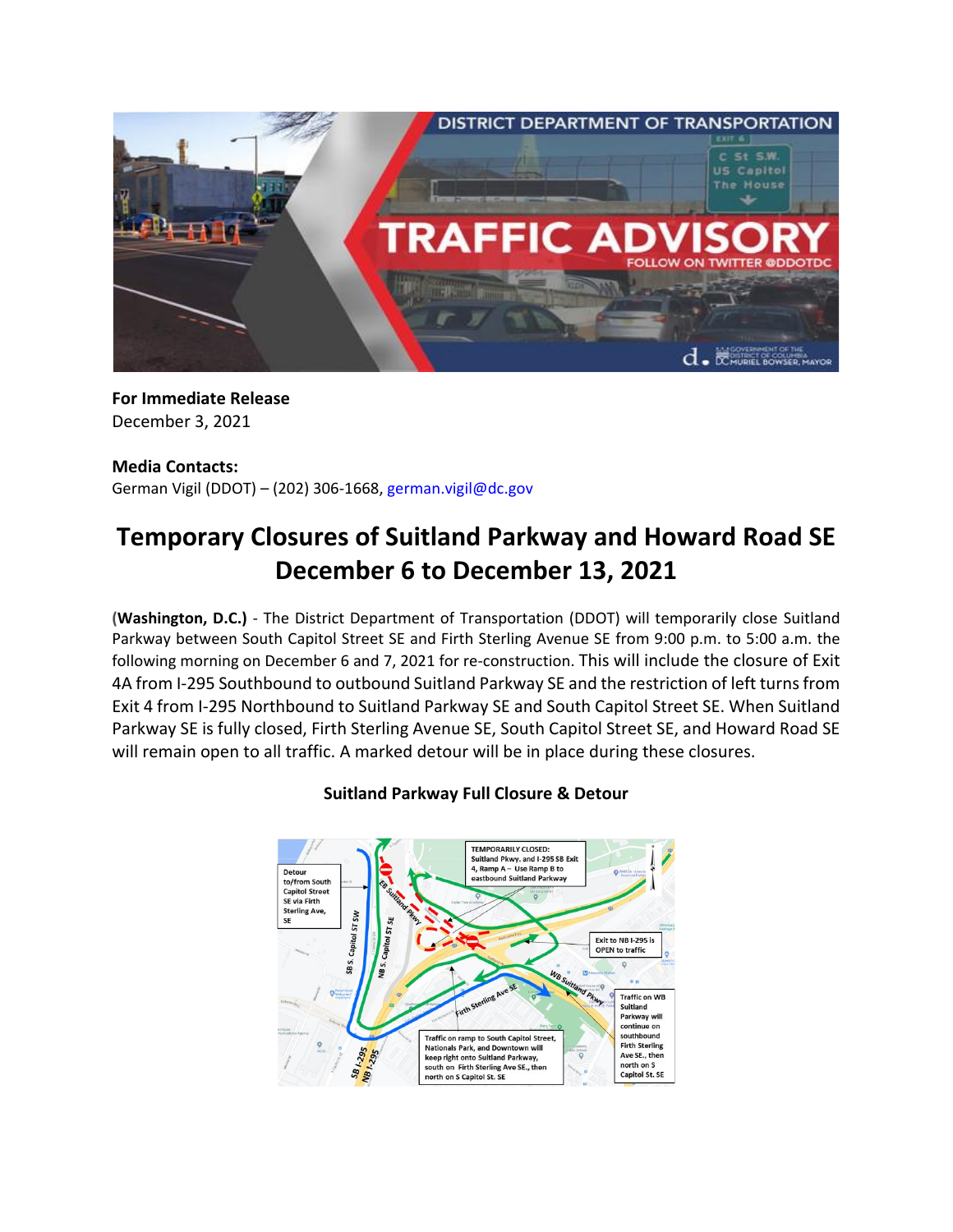**For Immediate Release**
December 3, 2021

**Media Contacts:**
German Vigil (DDOT) – (202) 306-1668, german.vigil@dc.gov

# Temporary Closures of Suitland Parkway and Howard Road SE December 6 to December 13, 2021

**(Washington, D.C.)** - The District Department of Transportation (DDOT) will temporarily close Suitland Parkway between South Capitol Street SE and Firth Sterling Avenue SE from 9:00 p.m. to 5:00 a.m. the following morning on December 6 and 7, 2021 for re-construction. This will include the closure of Exit 4A from I-295 Southbound to outbound Suitland Parkway SE and the restriction of left turns from Exit 4 from I-295 Northbound to Suitland Parkway SE and South Capitol Street SE. When Suitland Parkway SE is fully closed, Firth Sterling Avenue SE, South Capitol Street SE, and Howard Road SE will remain open to all traffic. A marked detour will be in place during these closures.

**Suitland Parkway Full Closure & Detour**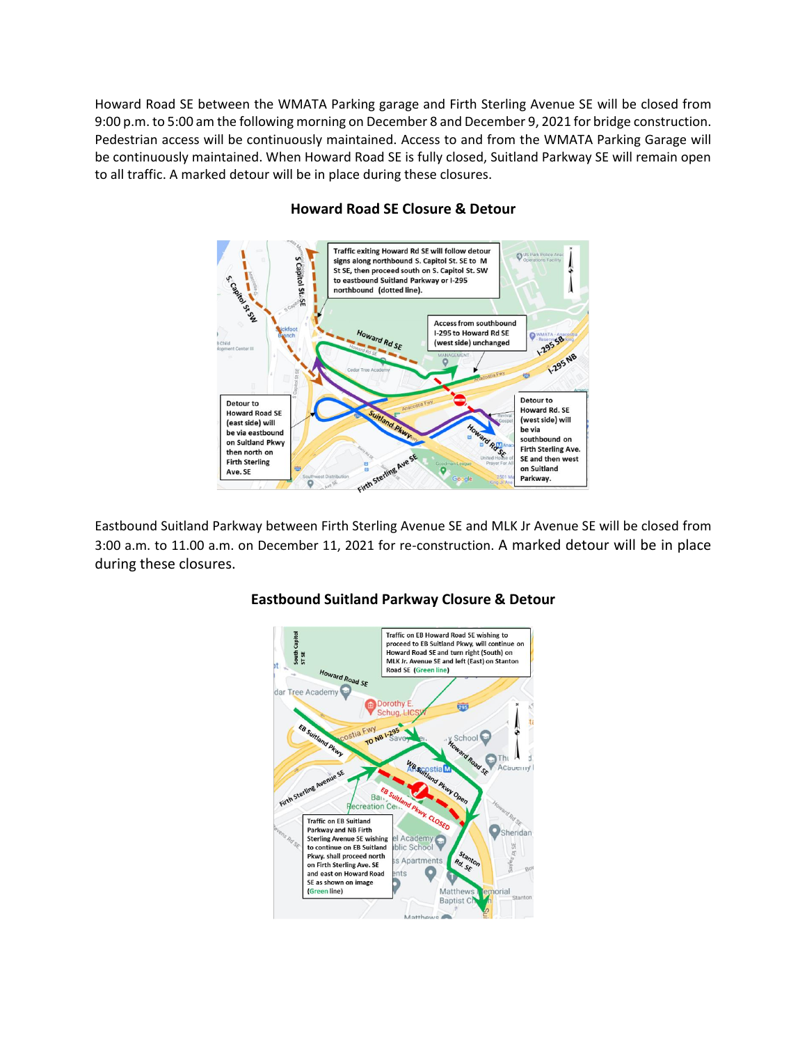Howard Road SE between the WMATA Parking garage and Firth Sterling Avenue SE will be closed from 9:00 p.m. to 5:00 am the following morning on December 8 and December 9, 2021 for bridge construction. Pedestrian access will be continuously maintained. Access to and from the WMATA Parking Garage will be continuously maintained. When Howard Road SE is fully closed, Suitland Parkway SE will remain open to all traffic. A marked detour will be in place during these closures.

## Howard Road SE Closure & Detour

Traffic exiting Howard Rd SE will follow detour signs along northbound S. Capitol St. SE to M St SE, then proceed south on S. Capitol St. SW to eastbound Suitland Parkway or I-295 northbound (dotted line).

Access from southbound I-295 to Howard Rd SE (west side) unchanged

Detour to Howard Road SE (east side) will be via eastbound on Suitland Pkwy then north on Firth Sterling Ave. SE

Detour to Howard Rd. SE (west side) will be via southbound on Firth Sterling Ave. SE and then west on Suitland Parkway.

Eastbound Suitland Parkway between Firth Sterling Avenue SE and MLK Jr Avenue SE will be closed from 3:00 a.m. to 11.00 a.m. on December 11, 2021 for re-construction. A marked detour will be in place during these closures.

## Eastbound Suitland Parkway Closure & Detour

Traffic on EB Howard Road SE wishing to proceed to EB Suitland Pkwy, will continue on Howard Road SE and turn right (South) on MLK Jr. Avenue SE and left (East) on Stanton Road SE (Green line)

Traffic on EB Suitland Parkway and NB Firth Sterling Avenue SE wishing to continue on EB Suitland Pkwy. shall proceed north on Firth Sterling Ave. SE and east on Howard Road SE as shown on image (Green line)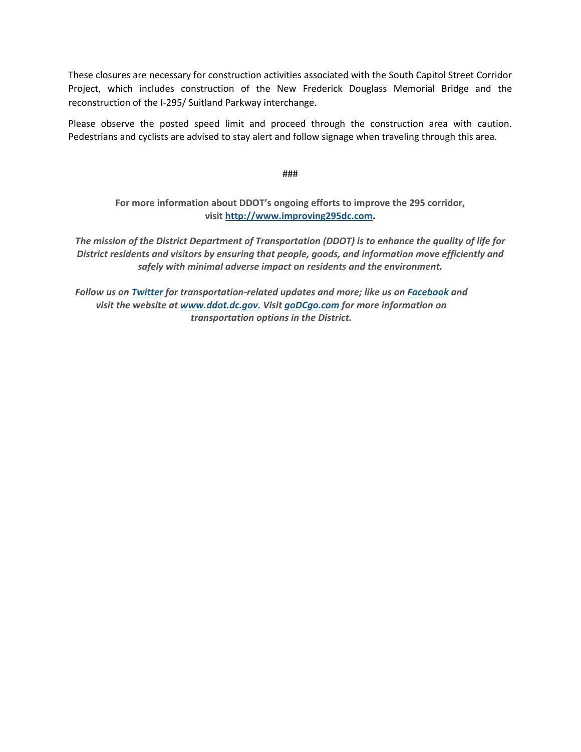These closures are necessary for construction activities associated with the South Capitol Street Corridor Project, which includes construction of the New Frederick Douglass Memorial Bridge and the reconstruction of the I-295/ Suitland Parkway interchange.

Please observe the posted speed limit and proceed through the construction area with caution. Pedestrians and cyclists are advised to stay alert and follow signage when traveling through this area.

###

**For more information about DDOT's ongoing efforts to improve the 295 corridor, visit [http://www.improving295dc.com](http://www.improving295dc.com).**

***The mission of the District Department of Transportation (DDOT) is to enhance the quality of life for District residents and visitors by ensuring that people, goods, and information move efficiently and safely with minimal adverse impact on residents and the environment.***

***Follow us on Twitter for transportation-related updates and more; like us on Facebook and visit the website at www.ddot.dc.gov. Visit goDCgo.com for more information on transportation options in the District.***